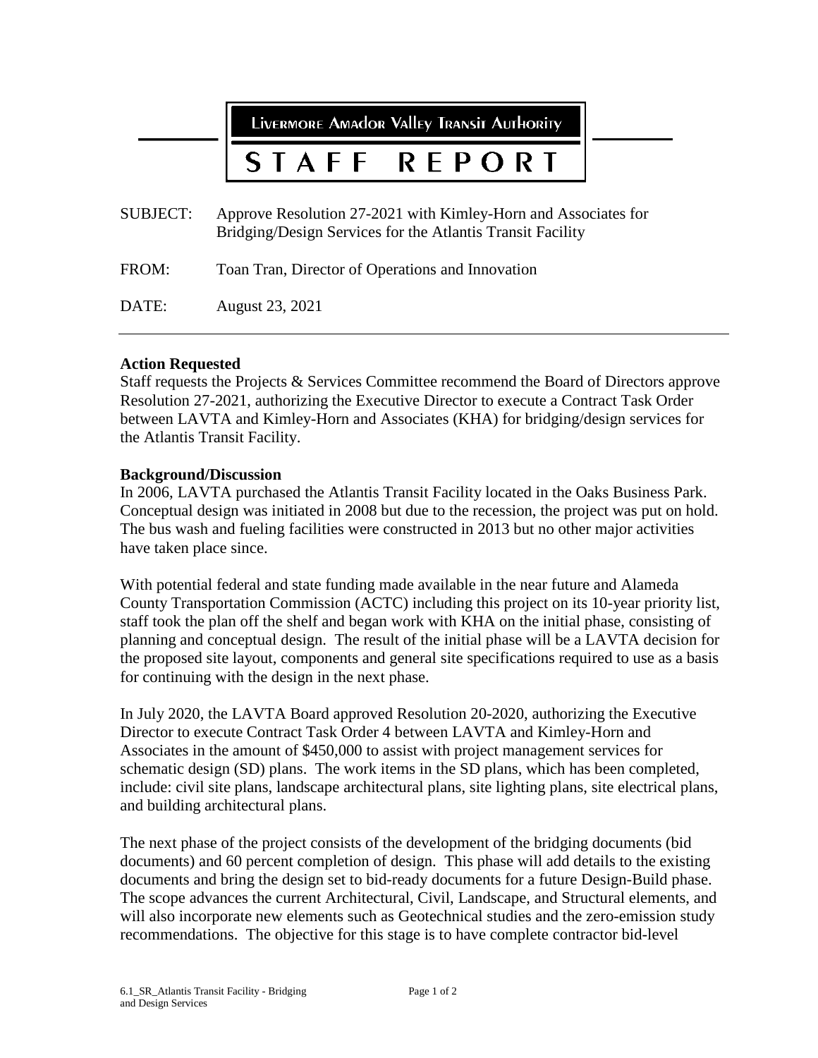# Livermore Amador Valley Transit Authority

# STAFF REPORT

SUBJECT: Approve Resolution 27-2021 with Kimley-Horn and Associates for Bridging/Design Services for the Atlantis Transit Facility

FROM: Toan Tran, Director of Operations and Innovation

DATE: August 23, 2021

---

**Action Requested**

Staff requests the Projects & Services Committee recommend the Board of Directors approve Resolution 27-2021, authorizing the Executive Director to execute a Contract Task Order between LAVTA and Kimley-Horn and Associates (KHA) for bridging/design services for the Atlantis Transit Facility.

**Background/Discussion**

In 2006, LAVTA purchased the Atlantis Transit Facility located in the Oaks Business Park. Conceptual design was initiated in 2008 but due to the recession, the project was put on hold. The bus wash and fueling facilities were constructed in 2013 but no other major activities have taken place since.

With potential federal and state funding made available in the near future and Alameda County Transportation Commission (ACTC) including this project on its 10-year priority list, staff took the plan off the shelf and began work with KHA on the initial phase, consisting of planning and conceptual design. The result of the initial phase will be a LAVTA decision for the proposed site layout, components and general site specifications required to use as a basis for continuing with the design in the next phase.

In July 2020, the LAVTA Board approved Resolution 20-2020, authorizing the Executive Director to execute Contract Task Order 4 between LAVTA and Kimley-Horn and Associates in the amount of $450,000 to assist with project management services for schematic design (SD) plans. The work items in the SD plans, which has been completed, include: civil site plans, landscape architectural plans, site lighting plans, site electrical plans, and building architectural plans.

The next phase of the project consists of the development of the bridging documents (bid documents) and 60 percent completion of design. This phase will add details to the existing documents and bring the design set to bid-ready documents for a future Design-Build phase. The scope advances the current Architectural, Civil, Landscape, and Structural elements, and will also incorporate new elements such as Geotechnical studies and the zero-emission study recommendations. The objective for this stage is to have complete contractor bid-level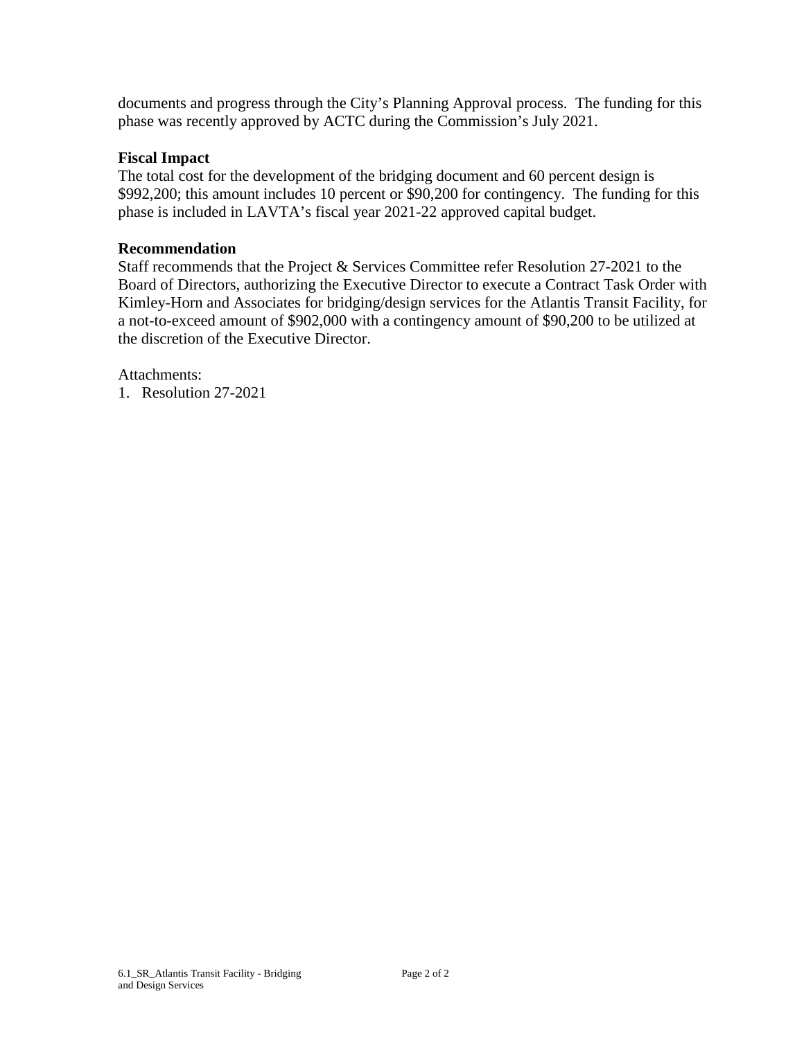documents and progress through the City's Planning Approval process. The funding for this phase was recently approved by ACTC during the Commission's July 2021.

**Fiscal Impact**

The total cost for the development of the bridging document and 60 percent design is \$992,200; this amount includes 10 percent or \$90,200 for contingency. The funding for this phase is included in LAVTA's fiscal year 2021-22 approved capital budget.

**Recommendation**

Staff recommends that the Project & Services Committee refer Resolution 27-2021 to the Board of Directors, authorizing the Executive Director to execute a Contract Task Order with Kimley-Horn and Associates for bridging/design services for the Atlantis Transit Facility, for a not-to-exceed amount of \$902,000 with a contingency amount of \$90,200 to be utilized at the discretion of the Executive Director.

Attachments:
1. Resolution 27-2021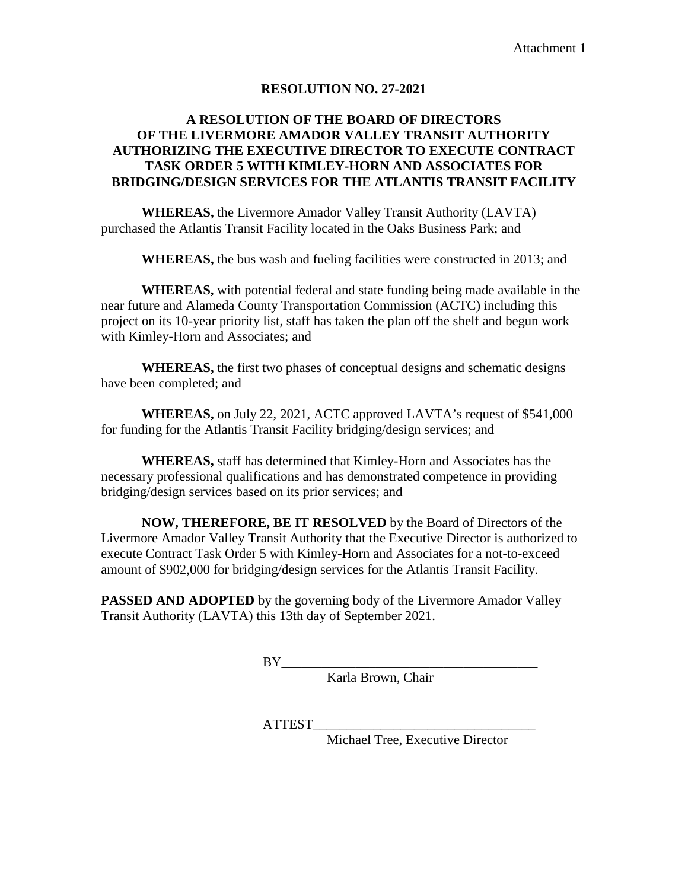Attachment 1

# RESOLUTION NO. 27-2021

## A RESOLUTION OF THE BOARD OF DIRECTORS OF THE LIVERMORE AMADOR VALLEY TRANSIT AUTHORITY AUTHORIZING THE EXECUTIVE DIRECTOR TO EXECUTE CONTRACT TASK ORDER 5 WITH KIMLEY-HORN AND ASSOCIATES FOR BRIDGING/DESIGN SERVICES FOR THE ATLANTIS TRANSIT FACILITY

**WHEREAS,** the Livermore Amador Valley Transit Authority (LAVTA) purchased the Atlantis Transit Facility located in the Oaks Business Park; and

**WHEREAS,** the bus wash and fueling facilities were constructed in 2013; and

**WHEREAS,** with potential federal and state funding being made available in the near future and Alameda County Transportation Commission (ACTC) including this project on its 10-year priority list, staff has taken the plan off the shelf and begun work with Kimley-Horn and Associates; and

**WHEREAS,** the first two phases of conceptual designs and schematic designs have been completed; and

**WHEREAS,** on July 22, 2021, ACTC approved LAVTA's request of $541,000 for funding for the Atlantis Transit Facility bridging/design services; and

**WHEREAS,** staff has determined that Kimley-Horn and Associates has the necessary professional qualifications and has demonstrated competence in providing bridging/design services based on its prior services; and

**NOW, THEREFORE, BE IT RESOLVED** by the Board of Directors of the Livermore Amador Valley Transit Authority that the Executive Director is authorized to execute Contract Task Order 5 with Kimley-Horn and Associates for a not-to-exceed amount of $902,000 for bridging/design services for the Atlantis Transit Facility.

**PASSED AND ADOPTED** by the governing body of the Livermore Amador Valley Transit Authority (LAVTA) this 13th day of September 2021.

BY______________________________________
Karla Brown, Chair

ATTEST_________________________________
Michael Tree, Executive Director